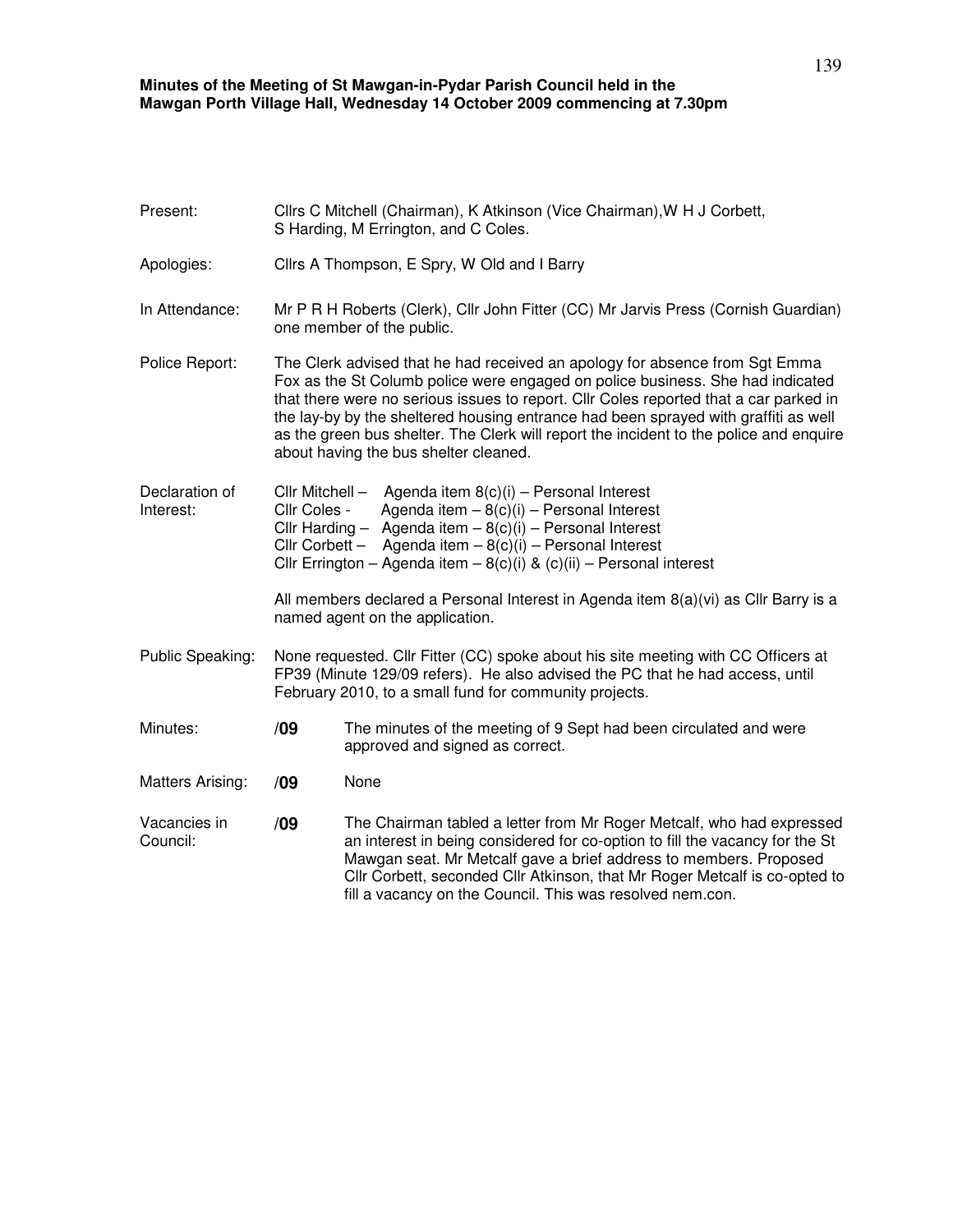**Minutes of the Meeting of St Mawgan-in-Pydar Parish Council held in the Mawgan Porth Village Hall, Wednesday 14 October 2009 commencing at 7.30pm**

**Present:** Cllrs C Mitchell (Chairman), K Atkinson (Vice Chairman), W H J Corbett, S Harding, M Errington, and C Coles.

**Apologies:** Cllrs A Thompson, E Spry, W Old and I Barry

**In Attendance:** Mr P R H Roberts (Clerk), Cllr John Fitter (CC) Mr Jarvis Press (Cornish Guardian) one member of the public.

**Police Report:** The Clerk advised that he had received an apology for absence from Sgt Emma Fox as the St Columb police were engaged on police business. She had indicated that there were no serious issues to report. Cllr Coles reported that a car parked in the lay-by by the sheltered housing entrance had been sprayed with graffiti as well as the green bus shelter. The Clerk will report the incident to the police and enquire about having the bus shelter cleaned.

**Declaration of Interest:**

Cllr Mitchell – Agenda item 8(c)(i) – Personal Interest
Cllr Coles - Agenda item – 8(c)(i) – Personal Interest
Cllr Harding – Agenda item – 8(c)(i) – Personal Interest
Cllr Corbett – Agenda item – 8(c)(i) – Personal Interest
Cllr Errington – Agenda item – 8(c)(i) & (c)(ii) – Personal interest

All members declared a Personal Interest in Agenda item 8(a)(vi) as Cllr Barry is a named agent on the application.

**Public Speaking:** None requested. Cllr Fitter (CC) spoke about his site meeting with CC Officers at FP39 (Minute 129/09 refers). He also advised the PC that he had access, until February 2010, to a small fund for community projects.

**Minutes:** **/09** The minutes of the meeting of 9 Sept had been circulated and were approved and signed as correct.

**Matters Arising:** **/09** None

**Vacancies in Council:** **/09** The Chairman tabled a letter from Mr Roger Metcalf, who had expressed an interest in being considered for co-option to fill the vacancy for the St Mawgan seat. Mr Metcalf gave a brief address to members. Proposed Cllr Corbett, seconded Cllr Atkinson, that Mr Roger Metcalf is co-opted to fill a vacancy on the Council. This was resolved nem.con.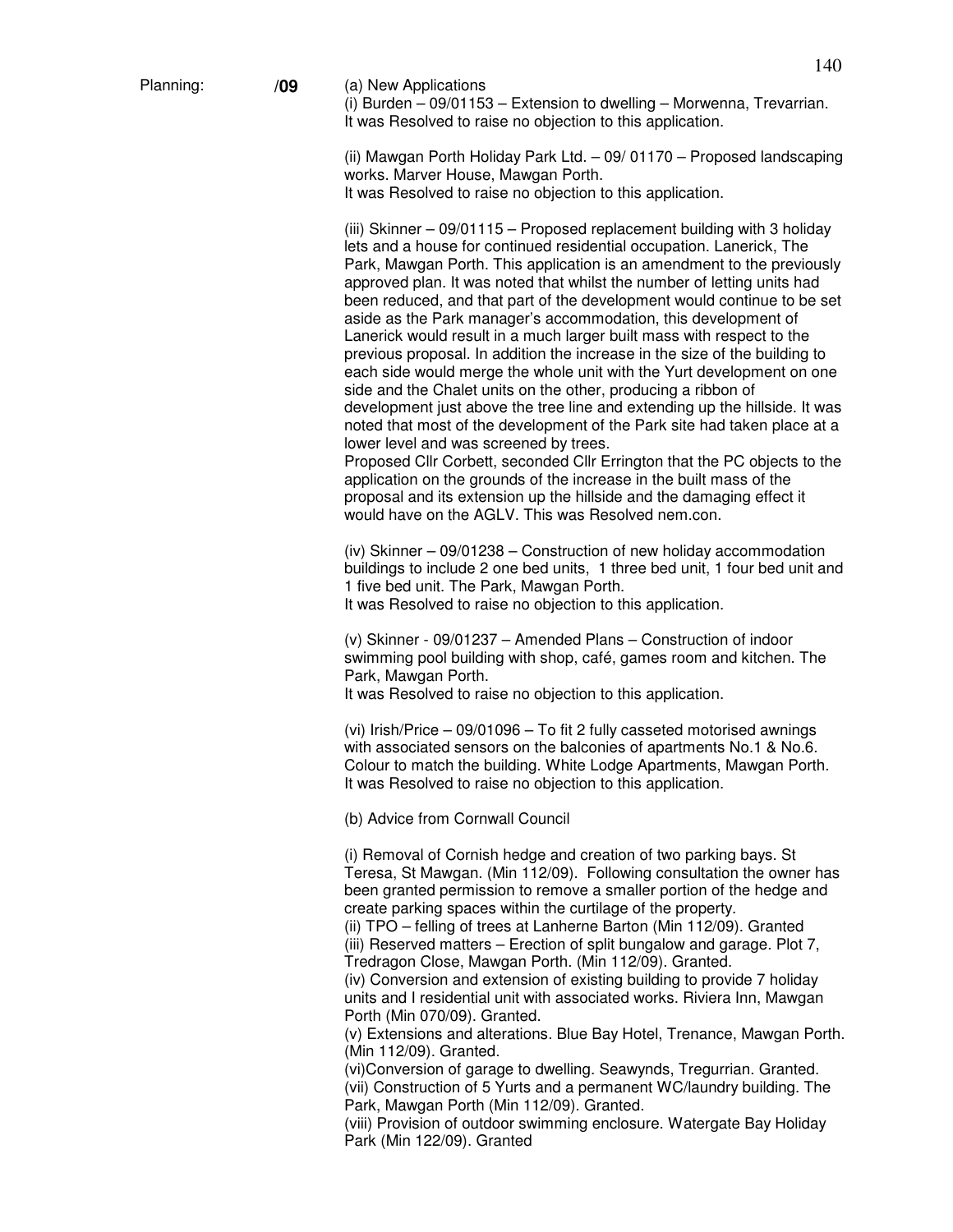Planning: **/09** (a) New Applications

(i) Burden – 09/01153 – Extension to dwelling – Morwenna, Trevarrian.
It was Resolved to raise no objection to this application.

(ii) Mawgan Porth Holiday Park Ltd. – 09/ 01170 – Proposed landscaping works. Marver House, Mawgan Porth.
It was Resolved to raise no objection to this application.

(iii) Skinner – 09/01115 – Proposed replacement building with 3 holiday lets and a house for continued residential occupation. Lanerick, The Park, Mawgan Porth. This application is an amendment to the previously approved plan. It was noted that whilst the number of letting units had been reduced, and that part of the development would continue to be set aside as the Park manager's accommodation, this development of Lanerick would result in a much larger built mass with respect to the previous proposal. In addition the increase in the size of the building to each side would merge the whole unit with the Yurt development on one side and the Chalet units on the other, producing a ribbon of development just above the tree line and extending up the hillside. It was noted that most of the development of the Park site had taken place at a lower level and was screened by trees.
Proposed Cllr Corbett, seconded Cllr Errington that the PC objects to the application on the grounds of the increase in the built mass of the proposal and its extension up the hillside and the damaging effect it would have on the AGLV. This was Resolved nem.con.

(iv) Skinner – 09/01238 – Construction of new holiday accommodation buildings to include 2 one bed units, 1 three bed unit, 1 four bed unit and 1 five bed unit. The Park, Mawgan Porth.
It was Resolved to raise no objection to this application.

(v) Skinner - 09/01237 – Amended Plans – Construction of indoor swimming pool building with shop, café, games room and kitchen. The Park, Mawgan Porth.
It was Resolved to raise no objection to this application.

(vi) Irish/Price – 09/01096 – To fit 2 fully casseted motorised awnings with associated sensors on the balconies of apartments No.1 & No.6. Colour to match the building. White Lodge Apartments, Mawgan Porth.
It was Resolved to raise no objection to this application.

(b) Advice from Cornwall Council

(i) Removal of Cornish hedge and creation of two parking bays. St Teresa, St Mawgan. (Min 112/09). Following consultation the owner has been granted permission to remove a smaller portion of the hedge and create parking spaces within the curtilage of the property.
(ii) TPO – felling of trees at Lanherne Barton (Min 112/09). Granted
(iii) Reserved matters – Erection of split bungalow and garage. Plot 7, Tredragon Close, Mawgan Porth. (Min 112/09). Granted.
(iv) Conversion and extension of existing building to provide 7 holiday units and I residential unit with associated works. Riviera Inn, Mawgan Porth (Min 070/09). Granted.
(v) Extensions and alterations. Blue Bay Hotel, Trenance, Mawgan Porth. (Min 112/09). Granted.
(vi)Conversion of garage to dwelling. Seawynds, Tregurrian. Granted.
(vii) Construction of 5 Yurts and a permanent WC/laundry building. The Park, Mawgan Porth (Min 112/09). Granted.
(viii) Provision of outdoor swimming enclosure. Watergate Bay Holiday Park (Min 122/09). Granted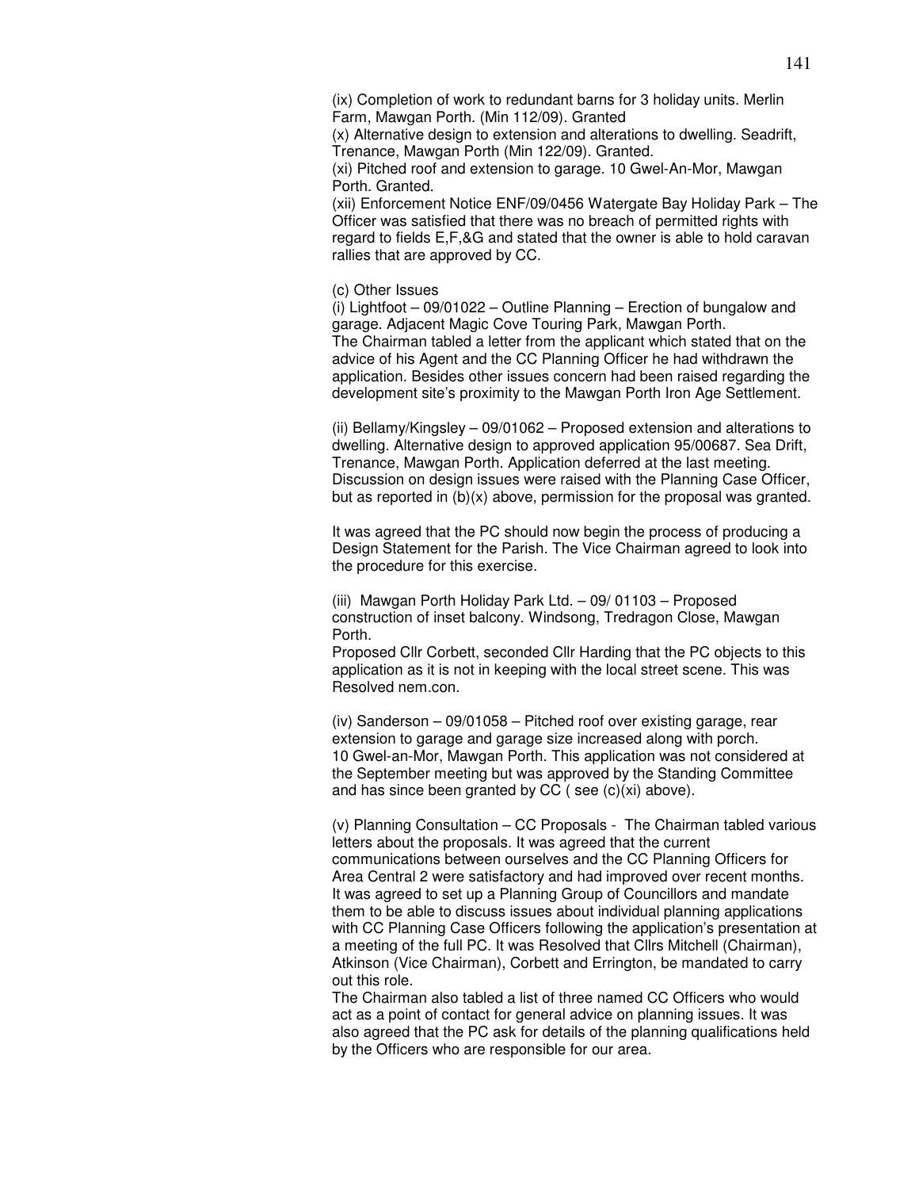(ix) Completion of work to redundant barns for 3 holiday units. Merlin Farm, Mawgan Porth. (Min 112/09). Granted

(x) Alternative design to extension and alterations to dwelling. Seadrift, Trenance, Mawgan Porth (Min 122/09). Granted.

(xi) Pitched roof and extension to garage. 10 Gwel-An-Mor, Mawgan Porth. Granted.

(xii) Enforcement Notice ENF/09/0456 Watergate Bay Holiday Park – The Officer was satisfied that there was no breach of permitted rights with regard to fields E,F,&G and stated that the owner is able to hold caravan rallies that are approved by CC.

(c) Other Issues

(i) Lightfoot – 09/01022 – Outline Planning – Erection of bungalow and garage. Adjacent Magic Cove Touring Park, Mawgan Porth.
The Chairman tabled a letter from the applicant which stated that on the advice of his Agent and the CC Planning Officer he had withdrawn the application. Besides other issues concern had been raised regarding the development site's proximity to the Mawgan Porth Iron Age Settlement.

(ii) Bellamy/Kingsley – 09/01062 – Proposed extension and alterations to dwelling. Alternative design to approved application 95/00687. Sea Drift, Trenance, Mawgan Porth. Application deferred at the last meeting. Discussion on design issues were raised with the Planning Case Officer, but as reported in (b)(x) above, permission for the proposal was granted.

It was agreed that the PC should now begin the process of producing a Design Statement for the Parish. The Vice Chairman agreed to look into the procedure for this exercise.

(iii) Mawgan Porth Holiday Park Ltd. – 09/ 01103 – Proposed construction of inset balcony. Windsong, Tredragon Close, Mawgan Porth.
Proposed Cllr Corbett, seconded Cllr Harding that the PC objects to this application as it is not in keeping with the local street scene. This was Resolved nem.con.

(iv) Sanderson – 09/01058 – Pitched roof over existing garage, rear extension to garage and garage size increased along with porch. 10 Gwel-an-Mor, Mawgan Porth. This application was not considered at the September meeting but was approved by the Standing Committee and has since been granted by CC ( see (c)(xi) above).

(v) Planning Consultation – CC Proposals - The Chairman tabled various letters about the proposals. It was agreed that the current communications between ourselves and the CC Planning Officers for Area Central 2 were satisfactory and had improved over recent months. It was agreed to set up a Planning Group of Councillors and mandate them to be able to discuss issues about individual planning applications with CC Planning Case Officers following the application's presentation at a meeting of the full PC. It was Resolved that Cllrs Mitchell (Chairman), Atkinson (Vice Chairman), Corbett and Errington, be mandated to carry out this role.
The Chairman also tabled a list of three named CC Officers who would act as a point of contact for general advice on planning issues. It was also agreed that the PC ask for details of the planning qualifications held by the Officers who are responsible for our area.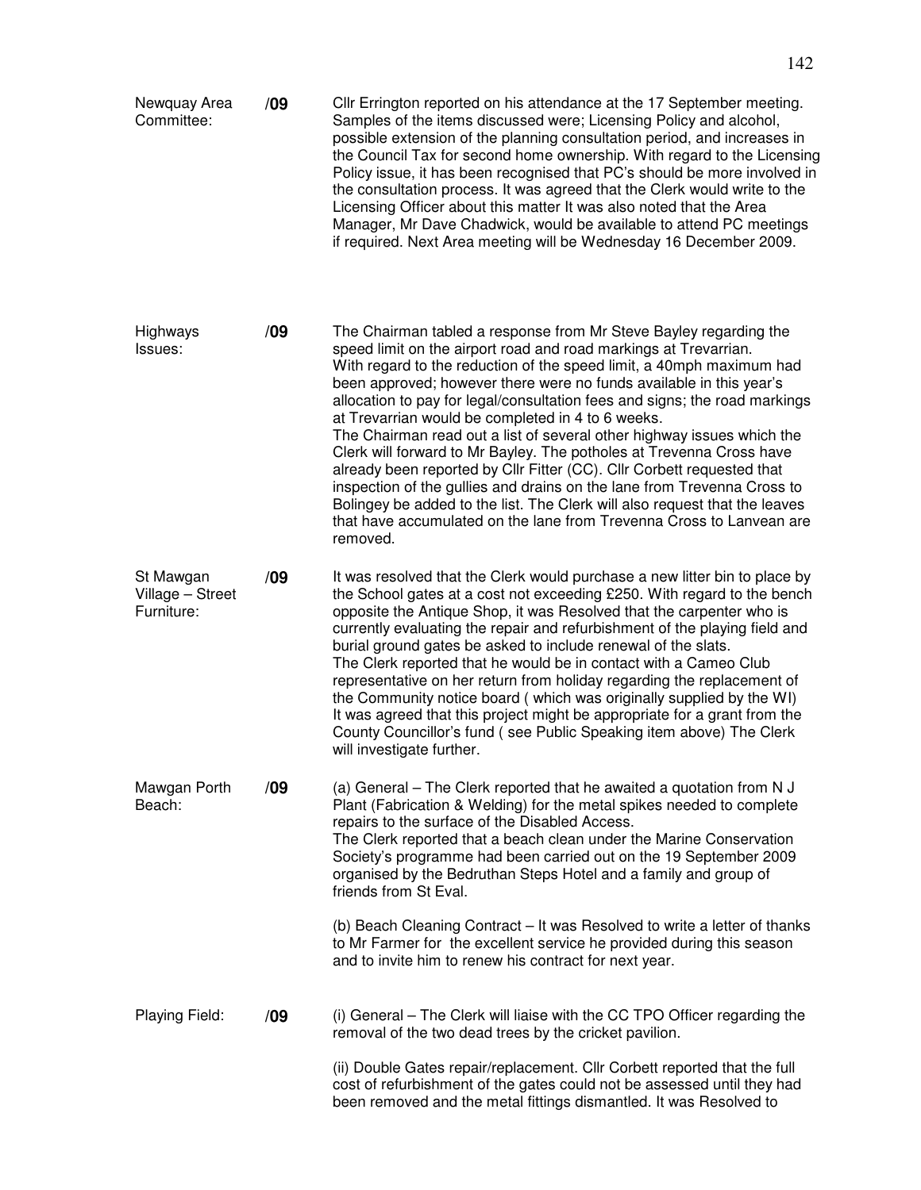**Newquay Area Committee:** **/09**

Cllr Errington reported on his attendance at the 17 September meeting. Samples of the items discussed were; Licensing Policy and alcohol, possible extension of the planning consultation period, and increases in the Council Tax for second home ownership. With regard to the Licensing Policy issue, it has been recognised that PC's should be more involved in the consultation process. It was agreed that the Clerk would write to the Licensing Officer about this matter It was also noted that the Area Manager, Mr Dave Chadwick, would be available to attend PC meetings if required. Next Area meeting will be Wednesday 16 December 2009.

**Highways Issues:** **/09**

The Chairman tabled a response from Mr Steve Bayley regarding the speed limit on the airport road and road markings at Trevarrian. With regard to the reduction of the speed limit, a 40mph maximum had been approved; however there were no funds available in this year's allocation to pay for legal/consultation fees and signs; the road markings at Trevarrian would be completed in 4 to 6 weeks.
The Chairman read out a list of several other highway issues which the Clerk will forward to Mr Bayley. The potholes at Trevenna Cross have already been reported by Cllr Fitter (CC). Cllr Corbett requested that inspection of the gullies and drains on the lane from Trevenna Cross to Bolingey be added to the list. The Clerk will also request that the leaves that have accumulated on the lane from Trevenna Cross to Lanvean are removed.

**St Mawgan Village – Street Furniture:** **/09**

It was resolved that the Clerk would purchase a new litter bin to place by the School gates at a cost not exceeding £250. With regard to the bench opposite the Antique Shop, it was Resolved that the carpenter who is currently evaluating the repair and refurbishment of the playing field and burial ground gates be asked to include renewal of the slats.
The Clerk reported that he would be in contact with a Cameo Club representative on her return from holiday regarding the replacement of the Community notice board ( which was originally supplied by the WI) It was agreed that this project might be appropriate for a grant from the County Councillor's fund ( see Public Speaking item above) The Clerk will investigate further.

**Mawgan Porth Beach:** **/09**

(a) General – The Clerk reported that he awaited a quotation from N J Plant (Fabrication & Welding) for the metal spikes needed to complete repairs to the surface of the Disabled Access.
The Clerk reported that a beach clean under the Marine Conservation Society's programme had been carried out on the 19 September 2009 organised by the Bedruthan Steps Hotel and a family and group of friends from St Eval.

(b) Beach Cleaning Contract – It was Resolved to write a letter of thanks to Mr Farmer for the excellent service he provided during this season and to invite him to renew his contract for next year.

**Playing Field:** **/09**

(i) General – The Clerk will liaise with the CC TPO Officer regarding the removal of the two dead trees by the cricket pavilion.

(ii) Double Gates repair/replacement. Cllr Corbett reported that the full cost of refurbishment of the gates could not be assessed until they had been removed and the metal fittings dismantled. It was Resolved to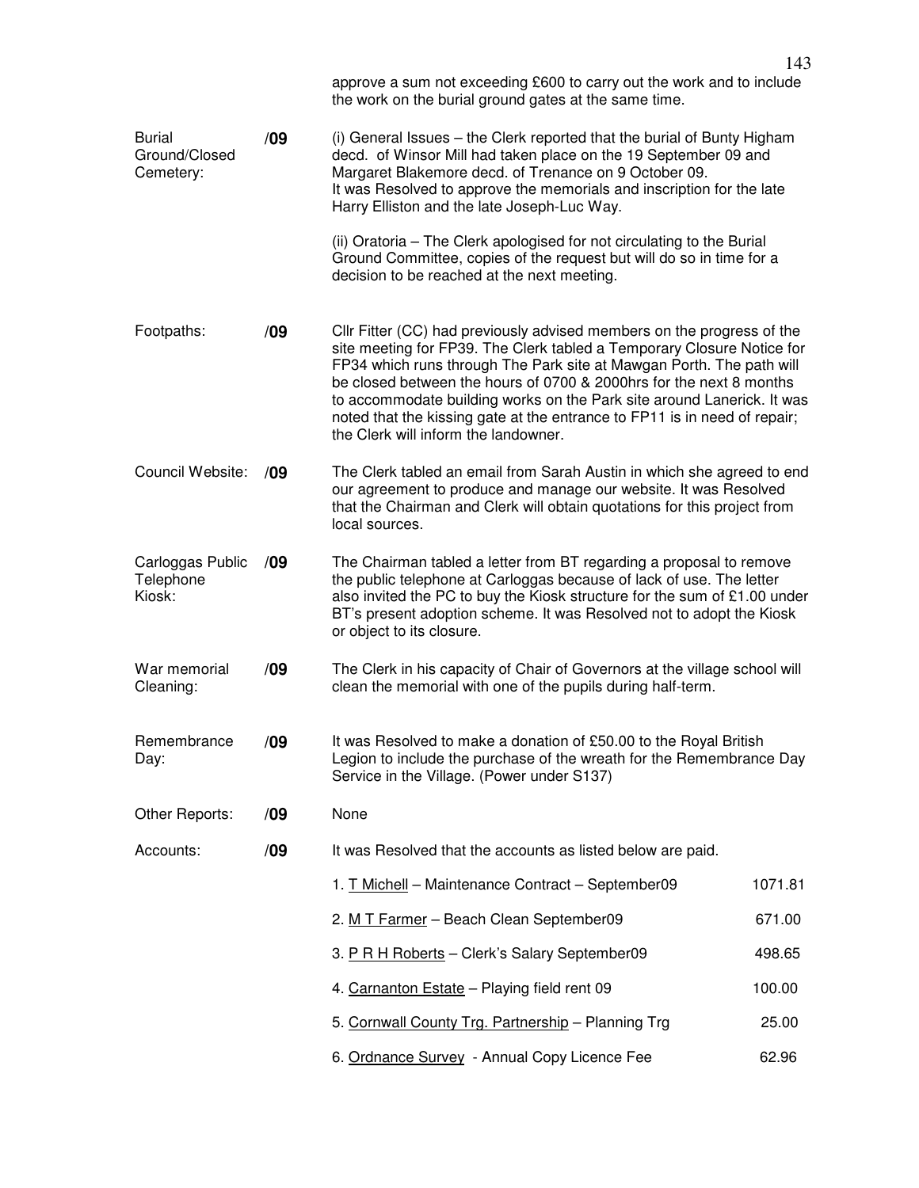approve a sum not exceeding £600 to carry out the work and to include the work on the burial ground gates at the same time.

| | | |
|---|---|---|
| Burial Ground/Closed Cemetery: | **/09** | (i) General Issues – the Clerk reported that the burial of Bunty Higham decd. of Winsor Mill had taken place on the 19 September 09 and Margaret Blakemore decd. of Trenance on 9 October 09. It was Resolved to approve the memorials and inscription for the late Harry Elliston and the late Joseph-Luc Way. (ii) Oratoria – The Clerk apologised for not circulating to the Burial Ground Committee, copies of the request but will do so in time for a decision to be reached at the next meeting. |
| Footpaths: | **/09** | Cllr Fitter (CC) had previously advised members on the progress of the site meeting for FP39. The Clerk tabled a Temporary Closure Notice for FP34 which runs through The Park site at Mawgan Porth. The path will be closed between the hours of 0700 & 2000hrs for the next 8 months to accommodate building works on the Park site around Lanerick. It was noted that the kissing gate at the entrance to FP11 is in need of repair; the Clerk will inform the landowner. |
| Council Website: | **/09** | The Clerk tabled an email from Sarah Austin in which she agreed to end our agreement to produce and manage our website. It was Resolved that the Chairman and Clerk will obtain quotations for this project from local sources. |
| Carloggas Public Telephone Kiosk: | **/09** | The Chairman tabled a letter from BT regarding a proposal to remove the public telephone at Carloggas because of lack of use. The letter also invited the PC to buy the Kiosk structure for the sum of £1.00 under BT's present adoption scheme. It was Resolved not to adopt the Kiosk or object to its closure. |
| War memorial Cleaning: | **/09** | The Clerk in his capacity of Chair of Governors at the village school will clean the memorial with one of the pupils during half-term. |
| Remembrance Day: | **/09** | It was Resolved to make a donation of £50.00 to the Royal British Legion to include the purchase of the wreath for the Remembrance Day Service in the Village. (Power under S137) |
| Other Reports: | **/09** | None |
| Accounts: | **/09** | It was Resolved that the accounts as listed below are paid. |

| Item | Amount |
|---|---|
| 1. T Michell – Maintenance Contract – September09 | 1071.81 |
| 2. M T Farmer – Beach Clean September09 | 671.00 |
| 3. P R H Roberts – Clerk's Salary September09 | 498.65 |
| 4. Carnanton Estate – Playing field rent 09 | 100.00 |
| 5. Cornwall County Trg. Partnership – Planning Trg | 25.00 |
| 6. Ordnance Survey - Annual Copy Licence Fee | 62.96 |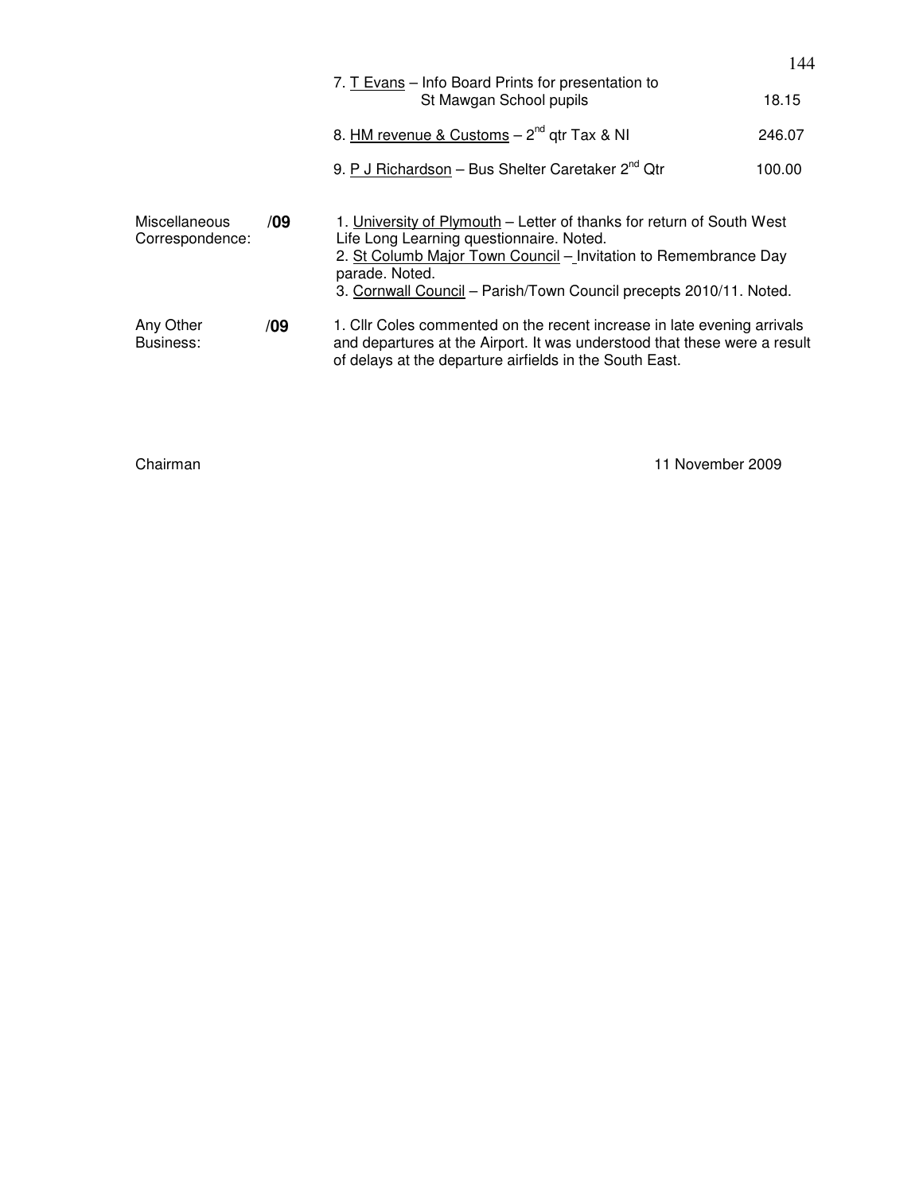7. <u>T Evans</u> – Info Board Prints for presentation to St Mawgan School pupils 18.15

8. <u>HM revenue & Customs</u> – 2nd qtr Tax & NI 246.07

9. <u>P J Richardson</u> – Bus Shelter Caretaker 2nd Qtr 100.00

**Miscellaneous Correspondence: /09**

1. <u>University of Plymouth</u> – Letter of thanks for return of South West Life Long Learning questionnaire. Noted.
2. <u>St Columb Major Town Council</u> – Invitation to Remembrance Day parade. Noted.
3. <u>Cornwall Council</u> – Parish/Town Council precepts 2010/11. Noted.

**Any Other Business: /09**

1. Cllr Coles commented on the recent increase in late evening arrivals and departures at the Airport. It was understood that these were a result of delays at the departure airfields in the South East.

Chairman 11 November 2009